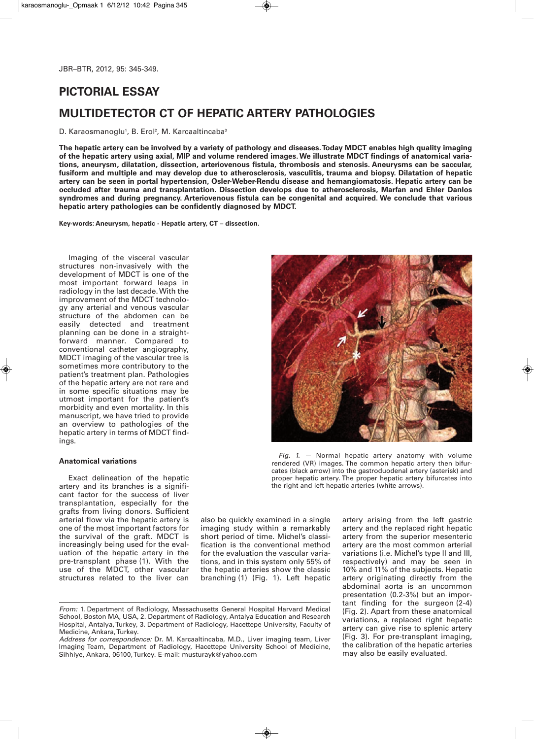JBR–BTR, 2012, 95: 345-349.

# PICTORIAL ESSAY

# MULTIDETECTOR CT OF HEPATIC ARTERY PATHOLOGIES

D. Karaosmanoglu[1], B. Erol[2], M. Karcaaltincaba[3]

**The hepatic artery can be involved by a variety of pathology and diseases. Today MDCT enables high quality imaging of the hepatic artery using axial, MIP and volume rendered images. We illustrate MDCT findings of anatomical variations, aneurysm, dilatation, dissection, arteriovenous fistula, thrombosis and stenosis. Aneurysms can be saccular, fusiform and multiple and may develop due to atherosclerosis, vasculitis, trauma and biopsy. Dilatation of hepatic artery can be seen in portal hypertension, Osler-Weber-Rendu disease and hemangiomatosis. Hepatic artery can be occluded after trauma and transplantation. Dissection develops due to atherosclerosis, Marfan and Ehler Danlos syndromes and during pregnancy. Arteriovenous fistula can be congenital and acquired. We conclude that various hepatic artery pathologies can be confidently diagnosed by MDCT.**

**Key-words: Aneurysm, hepatic - Hepatic artery, CT – dissection.**

Imaging of the visceral vascular structures non-invasively with the development of MDCT is one of the most important forward leaps in radiology in the last decade. With the improvement of the MDCT technology any arterial and venous vascular structure of the abdomen can be easily detected and treatment planning can be done in a straightforward manner. Compared to conventional catheter angiography, MDCT imaging of the vascular tree is sometimes more contributory to the patient's treatment plan. Pathologies of the hepatic artery are not rare and in some specific situations may be utmost important for the patient's morbidity and even mortality. In this manuscript, we have tried to provide an overview to pathologies of the hepatic artery in terms of MDCT findings.

### Anatomical variations

Exact delineation of the hepatic artery and its branches is a significant factor for the success of liver transplantation, especially for the grafts from living donors. Sufficient arterial flow via the hepatic artery is one of the most important factors for the survival of the graft. MDCT is increasingly being used for the evaluation of the hepatic artery in the pre-transplant phase (1). With the use of the MDCT, other vascular structures related to the liver can also be quickly examined in a single imaging study within a remarkably short period of time. Michel's classification is the conventional method for the evaluation the vascular variations, and in this system only 55% of the hepatic arteries show the classic branching (1) (Fig. 1). Left hepatic artery arising from the left gastric artery and the replaced right hepatic artery from the superior mesenteric artery are the most common arterial variations (i.e. Michel's type II and III, respectively) and may be seen in 10% and 11% of the subjects. Hepatic artery originating directly from the abdominal aorta is an uncommon presentation (0.2-3%) but an important finding for the surgeon (2-4) (Fig. 2). Apart from these anatomical variations, a replaced right hepatic artery can give rise to splenic artery (Fig. 3). For pre-transplant imaging, the calibration of the hepatic arteries may also be easily evaluated.

*Fig. 1.* — Normal hepatic artery anatomy with volume rendered (VR) images. The common hepatic artery then bifurcates (black arrow) into the gastroduodenal artery (asterisk) and proper hepatic artery. The proper hepatic artery bifurcates into the right and left hepatic arteries (white arrows).

*From:* 1. Department of Radiology, Massachusetts General Hospital Harvard Medical School, Boston MA, USA, 2. Department of Radiology, Antalya Education and Research Hospital, Antalya, Turkey, 3. Department of Radiology, Hacettepe University, Faculty of Medicine, Ankara, Turkey.
*Address for correspondence:* Dr. M. Karcaaltincaba, M.D., Liver imaging team, Liver Imaging Team, Department of Radiology, Hacettepe University School of Medicine, Sihhiye, Ankara, 06100, Turkey. E-mail: musturayk@yahoo.com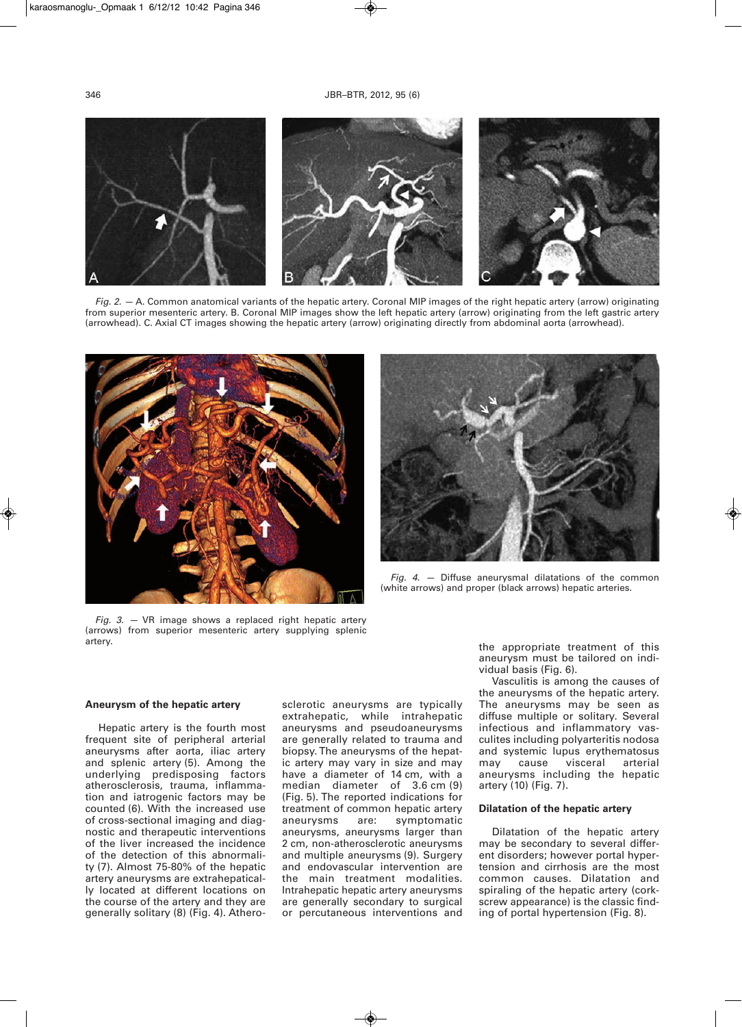*Fig. 2.* — A. Common anatomical variants of the hepatic artery. Coronal MIP images of the right hepatic artery (arrow) originating from superior mesenteric artery. B. Coronal MIP images show the left hepatic artery (arrow) originating from the left gastric artery (arrowhead). C. Axial CT images showing the hepatic artery (arrow) originating directly from abdominal aorta (arrowhead).

*Fig. 3.* — VR image shows a replaced right hepatic artery (arrows) from superior mesenteric artery supplying splenic artery.

*Fig. 4.* — Diffuse aneurysmal dilatations of the common (white arrows) and proper (black arrows) hepatic arteries.

### Aneurysm of the hepatic artery

Hepatic artery is the fourth most frequent site of peripheral arterial aneurysms after aorta, iliac artery and splenic artery (5). Among the underlying predisposing factors atherosclerosis, trauma, inflammation and iatrogenic factors may be counted (6). With the increased use of cross-sectional imaging and diagnostic and therapeutic interventions of the liver increased the incidence of the detection of this abnormality (7). Almost 75-80% of the hepatic artery aneurysms are extrahepatically located at different locations on the course of the artery and they are generally solitary (8) (Fig. 4). Atherosclerotic aneurysms are typically extrahepatic, while intrahepatic aneurysms and pseudoaneurysms are generally related to trauma and biopsy. The aneurysms of the hepatic artery may vary in size and may have a diameter of 14 cm, with a median diameter of 3.6 cm (9) (Fig. 5). The reported indications for treatment of common hepatic artery aneurysms are: symptomatic aneurysms, aneurysms larger than 2 cm, non-atherosclerotic aneurysms and multiple aneurysms (9). Surgery and endovascular intervention are the main treatment modalities. Intrahepatic hepatic artery aneurysms are generally secondary to surgical or percutaneous interventions and the appropriate treatment of this aneurysm must be tailored on individual basis (Fig. 6).

Vasculitis is among the causes of the aneurysms of the hepatic artery. The aneurysms may be seen as diffuse multiple or solitary. Several infectious and inflammatory vasculites including polyarteritis nodosa and systemic lupus erythematosus may cause visceral arterial aneurysms including the hepatic artery (10) (Fig. 7).

### Dilatation of the hepatic artery

Dilatation of the hepatic artery may be secondary to several different disorders; however portal hypertension and cirrhosis are the most common causes. Dilatation and spiraling of the hepatic artery (corkscrew appearance) is the classic finding of portal hypertension (Fig. 8).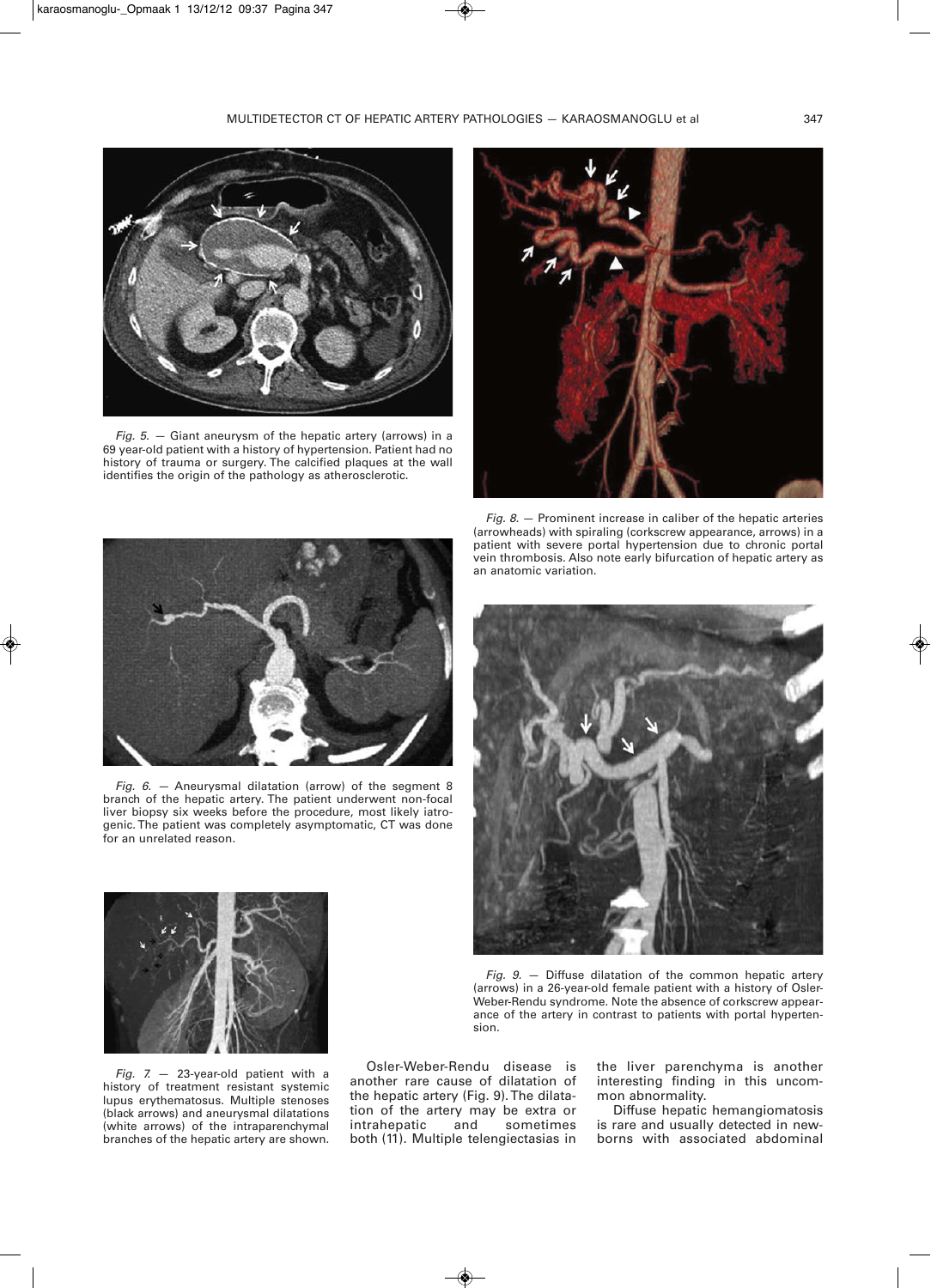Fig. 5. — Giant aneurysm of the hepatic artery (arrows) in a 69 year-old patient with a history of hypertension. Patient had no history of trauma or surgery. The calcified plaques at the wall identifies the origin of the pathology as atherosclerotic.

Fig. 8. — Prominent increase in caliber of the hepatic arteries (arrowheads) with spiraling (corkscrew appearance, arrows) in a patient with severe portal hypertension due to chronic portal vein thrombosis. Also note early bifurcation of hepatic artery as an anatomic variation.

Fig. 6. — Aneurysmal dilatation (arrow) of the segment 8 branch of the hepatic artery. The patient underwent non-focal liver biopsy six weeks before the procedure, most likely iatrogenic. The patient was completely asymptomatic, CT was done for an unrelated reason.

Fig. 9. — Diffuse dilatation of the common hepatic artery (arrows) in a 26-year-old female patient with a history of Osler-Weber-Rendu syndrome. Note the absence of corkscrew appearance of the artery in contrast to patients with portal hypertension.

Fig. 7. — 23-year-old patient with a history of treatment resistant systemic lupus erythematosus. Multiple stenoses (black arrows) and aneurysmal dilatations (white arrows) of the intraparenchymal branches of the hepatic artery are shown.

Osler-Weber-Rendu disease is another rare cause of dilatation of the hepatic artery (Fig. 9). The dilatation of the artery may be extra or intrahepatic and sometimes both (11). Multiple telengiectasias in the liver parenchyma is another interesting finding in this uncommon abnormality.

Diffuse hepatic hemangiomatosis is rare and usually detected in newborns with associated abdominal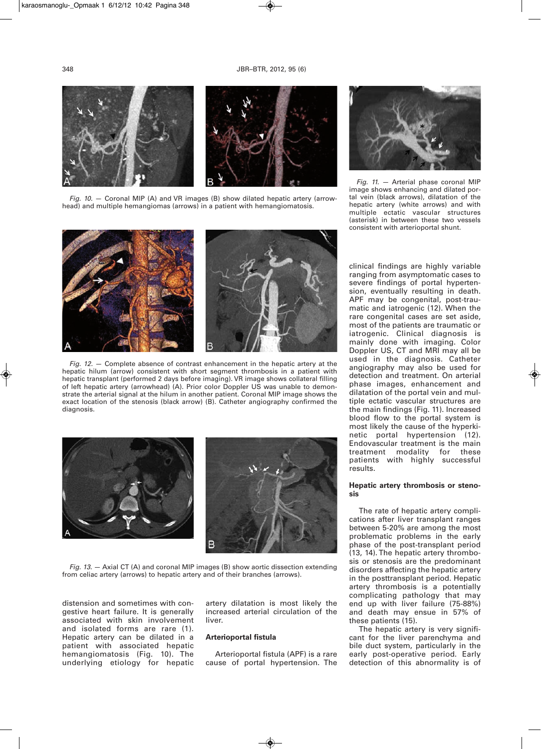Fig. 10. — Coronal MIP (A) and VR images (B) show dilated hepatic artery (arrowhead) and multiple hemangiomas (arrows) in a patient with hemangiomatosis.

Fig. 11. — Arterial phase coronal MIP image shows enhancing and dilated portal vein (black arrows), dilatation of the hepatic artery (white arrows) and with multiple ectatic vascular structures (asterisk) in between these two vessels consistent with arterioportal shunt.

Fig. 12. — Complete absence of contrast enhancement in the hepatic artery at the hepatic hilum (arrow) consistent with short segment thrombosis in a patient with hepatic transplant (performed 2 days before imaging). VR image shows collateral filling of left hepatic artery (arrowhead) (A). Prior color Doppler US was unable to demonstrate the arterial signal at the hilum in another patient. Coronal MIP image shows the exact location of the stenosis (black arrow) (B). Catheter angiography confirmed the diagnosis.

Fig. 13. — Axial CT (A) and coronal MIP images (B) show aortic dissection extending from celiac artery (arrows) to hepatic artery and of their branches (arrows).

distension and sometimes with congestive heart failure. It is generally associated with skin involvement and isolated forms are rare (1). Hepatic artery can be dilated in a patient with associated hepatic hemangiomatosis (Fig. 10). The underlying etiology for hepatic artery dilatation is most likely the increased arterial circulation of the liver.

## Arterioportal fistula

Arterioportal fistula (APF) is a rare cause of portal hypertension. The clinical findings are highly variable ranging from asymptomatic cases to severe findings of portal hypertension, eventually resulting in death. APF may be congenital, post-traumatic and iatrogenic (12). When the rare congenital cases are set aside, most of the patients are traumatic or iatrogenic. Clinical diagnosis is mainly done with imaging. Color Doppler US, CT and MRI may all be used in the diagnosis. Catheter angiography may also be used for detection and treatment. On arterial phase images, enhancement and dilatation of the portal vein and multiple ectatic vascular structures are the main findings (Fig. 11). Increased blood flow to the portal system is most likely the cause of the hyperkinetic portal hypertension (12). Endovascular treatment is the main treatment modality for these patients with highly successful results.

## Hepatic artery thrombosis or stenosis

The rate of hepatic artery complications after liver transplant ranges between 5-20% are among the most problematic problems in the early phase of the post-transplant period (13, 14). The hepatic artery thrombosis or stenosis are the predominant disorders affecting the hepatic artery in the posttransplant period. Hepatic artery thrombosis is a potentially complicating pathology that may end up with liver failure (75-88%) and death may ensue in 57% of these patients (15).

The hepatic artery is very significant for the liver parenchyma and bile duct system, particularly in the early post-operative period. Early detection of this abnormality is of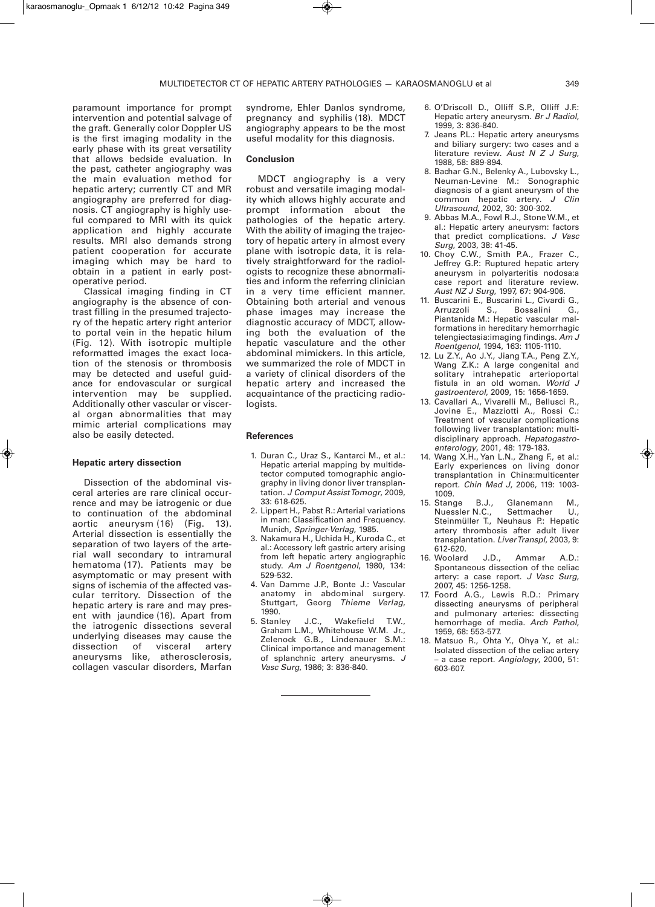paramount importance for prompt intervention and potential salvage of the graft. Generally color Doppler US is the first imaging modality in the early phase with its great versatility that allows bedside evaluation. In the past, catheter angiography was the main evaluation method for hepatic artery; currently CT and MR angiography are preferred for diagnosis. CT angiography is highly useful compared to MRI with its quick application and highly accurate results. MRI also demands strong patient cooperation for accurate imaging which may be hard to obtain in a patient in early postoperative period.

Classical imaging finding in CT angiography is the absence of contrast filling in the presumed trajectory of the hepatic artery right anterior to portal vein in the hepatic hilum (Fig. 12). With isotropic multiple reformatted images the exact location of the stenosis or thrombosis may be detected and useful guidance for endovascular or surgical intervention may be supplied. Additionally other vascular or visceral organ abnormalities that may mimic arterial complications may also be easily detected.

### Hepatic artery dissection

Dissection of the abdominal visceral arteries are rare clinical occurrence and may be iatrogenic or due to continuation of the abdominal aortic aneurysm (16) (Fig. 13). Arterial dissection is essentially the separation of two layers of the arterial wall secondary to intramural hematoma (17). Patients may be asymptomatic or may present with signs of ischemia of the affected vascular territory. Dissection of the hepatic artery is rare and may present with jaundice (16). Apart from the iatrogenic dissections several underlying diseases may cause the dissection of visceral artery aneurysms like, atherosclerosis, collagen vascular disorders, Marfan syndrome, Ehler Danlos syndrome, pregnancy and syphilis (18). MDCT angiography appears to be the most useful modality for this diagnosis.

### Conclusion

MDCT angiography is a very robust and versatile imaging modality which allows highly accurate and prompt information about the pathologies of the hepatic artery. With the ability of imaging the trajectory of hepatic artery in almost every plane with isotropic data, it is relatively straightforward for the radiologists to recognize these abnormalities and inform the referring clinician in a very time efficient manner. Obtaining both arterial and venous phase images may increase the diagnostic accuracy of MDCT, allowing both the evaluation of the hepatic vasculature and the other abdominal mimickers. In this article, we summarized the role of MDCT in a variety of clinical disorders of the hepatic artery and increased the acquaintance of the practicing radiologists.

### References

1. Duran C., Uraz S., Kantarci M., et al.: Hepatic arterial mapping by multidetector computed tomographic angiography in living donor liver transplantation. *J Comput Assist Tomogr*, 2009, 33: 618-625.
2. Lippert H., Pabst R.: Arterial variations in man: Classification and Frequency. Munich, *Springer-Verlag*, 1985.
3. Nakamura H., Uchida H., Kuroda C., et al.: Accessory left gastric artery arising from left hepatic artery angiographic study. *Am J Roentgenol*, 1980, 134: 529-532.
4. Van Damme J.P., Bonte J.: Vascular anatomy in abdominal surgery. Stuttgart, Georg *Thieme Verlag*, 1990.
5. Stanley J.C., Wakefield T.W., Graham L.M., Whitehouse W.M. Jr., Zelenock G.B., Lindenauer S.M.: Clinical importance and management of splanchnic artery aneurysms. *J Vasc Surg*, 1986; 3: 836-840.
6. O'Driscoll D., Olliff S.P., Olliff J.F.: Hepatic artery aneurysm. *Br J Radiol*, 1999, 3: 836-840.
7. Jeans P.L.: Hepatic artery aneurysms and biliary surgery: two cases and a literature review. *Aust N Z J Surg*, 1988, 58: 889-894.
8. Bachar G.N., Belenky A., Lubovsky L., Neuman-Levine M.: Sonographic diagnosis of a giant aneurysm of the common hepatic artery. *J Clin Ultrasound*, 2002, 30: 300-302.
9. Abbas M.A., Fowl R.J., Stone W.M., et al.: Hepatic artery aneurysm: factors that predict complications. *J Vasc Surg*, 2003, 38: 41-45.
10. Choy C.W., Smith P.A., Frazer C., Jeffrey G.P.: Ruptured hepatic artery aneurysm in polyarteritis nodosa:a case report and literature review. *Aust NZ J Surg*, 1997, 67: 904-906.
11. Buscarini E., Buscarini L., Civardi G., Arruzzoli S., Bossalini G., Piantanida M.: Hepatic vascular malformations in hereditary hemorrhagic telengiectasia:imaging findings. *Am J Roentgenol*, 1994, 163: 1105-1110.
12. Lu Z.Y., Ao J.Y., Jiang T.A., Peng Z.Y., Wang Z.K.: A large congenital and solitary intrahepatic arterioportal fistula in an old woman. *World J gastroenterol*, 2009, 15: 1656-1659.
13. Cavallari A., Vivarelli M., Bellusci R., Jovine E., Mazziotti A., Rossi C.: Treatment of vascular complications following liver transplantation: multidisciplinary approach. *Hepatogastroenterology*, 2001, 48: 179-183.
14. Wang X.H., Yan L.N., Zhang F., et al.: Early experiences on living donor transplantation in China:multicenter report. *Chin Med J*, 2006, 119: 1003-1009.
15. Stange B.J., Glanemann M., Nuessler N.C., Settmacher U., Steinmüller T., Neuhaus P.: Hepatic artery thrombosis after adult liver transplantation. *Liver Transpl*, 2003, 9: 612-620.
16. Woolard J.D., Ammar A.D.: Spontaneous dissection of the celiac artery: a case report. *J Vasc Surg*, 2007, 45: 1256-1258.
17. Foord A.G., Lewis R.D.: Primary dissecting aneurysms of peripheral and pulmonary arteries: dissecting hemorrhage of media. *Arch Pathol*, 1959, 68: 553-577.
18. Matsuo R., Ohta Y., Ohya Y., et al.: Isolated dissection of the celiac artery – a case report. *Angiology*, 2000, 51: 603-607.